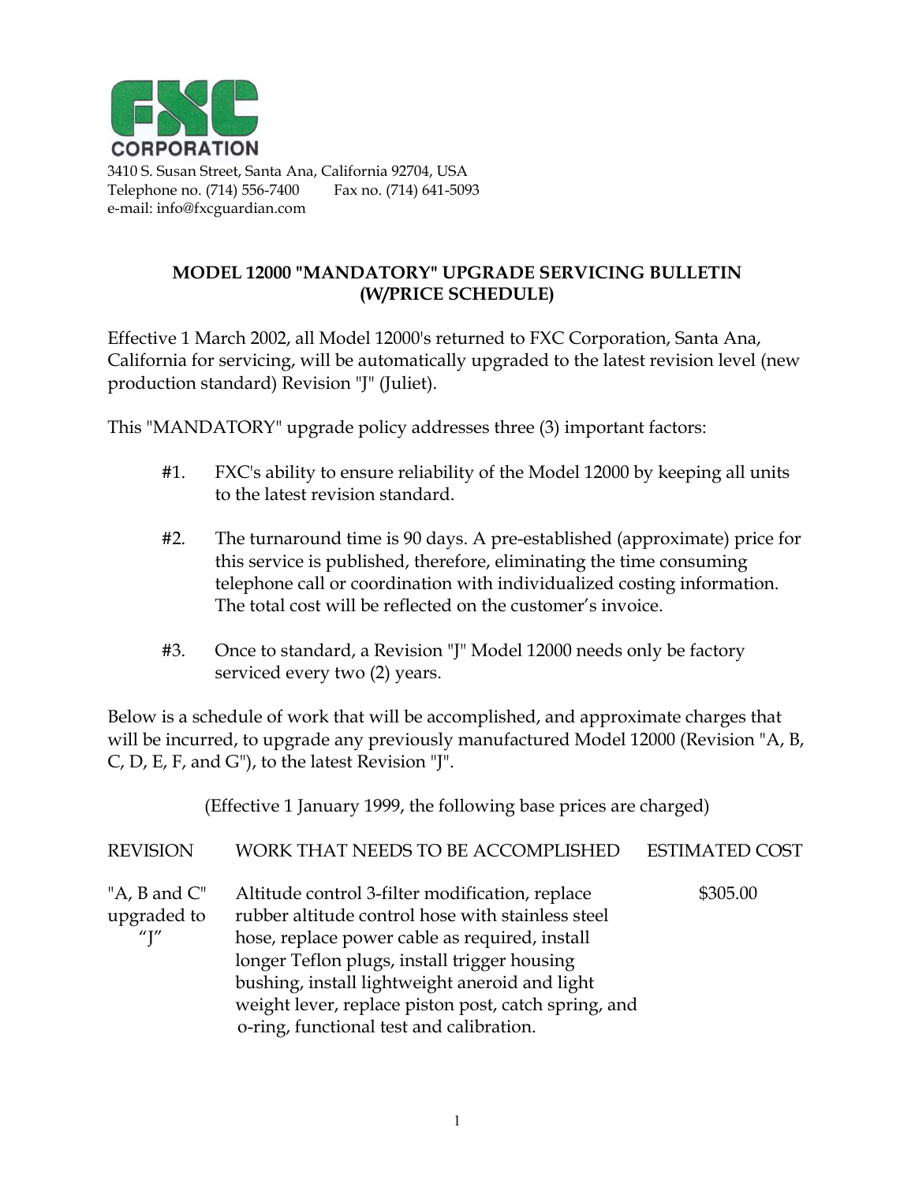FXC CORPORATION

3410 S. Susan Street, Santa Ana, California 92704, USA
Telephone no. (714) 556-7400 Fax no. (714) 641-5093
e-mail: info@fxcguardian.com

## MODEL 12000 "MANDATORY" UPGRADE SERVICING BULLETIN (W/PRICE SCHEDULE)

Effective 1 March 2002, all Model 12000's returned to FXC Corporation, Santa Ana, California for servicing, will be automatically upgraded to the latest revision level (new production standard) Revision "J" (Juliet).

This "MANDATORY" upgrade policy addresses three (3) important factors:

#1. FXC's ability to ensure reliability of the Model 12000 by keeping all units to the latest revision standard.

#2. The turnaround time is 90 days. A pre-established (approximate) price for this service is published, therefore, eliminating the time consuming telephone call or coordination with individualized costing information. The total cost will be reflected on the customer's invoice.

#3. Once to standard, a Revision "J" Model 12000 needs only be factory serviced every two (2) years.

Below is a schedule of work that will be accomplished, and approximate charges that will be incurred, to upgrade any previously manufactured Model 12000 (Revision "A, B, C, D, E, F, and G"), to the latest Revision "J".

(Effective 1 January 1999, the following base prices are charged)

| REVISION | WORK THAT NEEDS TO BE ACCOMPLISHED | ESTIMATED COST |
|---|---|---|
| "A, B and C" upgraded to "J" | Altitude control 3-filter modification, replace rubber altitude control hose with stainless steel hose, replace power cable as required, install longer Teflon plugs, install trigger housing bushing, install lightweight aneroid and light weight lever, replace piston post, catch spring, and o-ring, functional test and calibration. | $305.00 |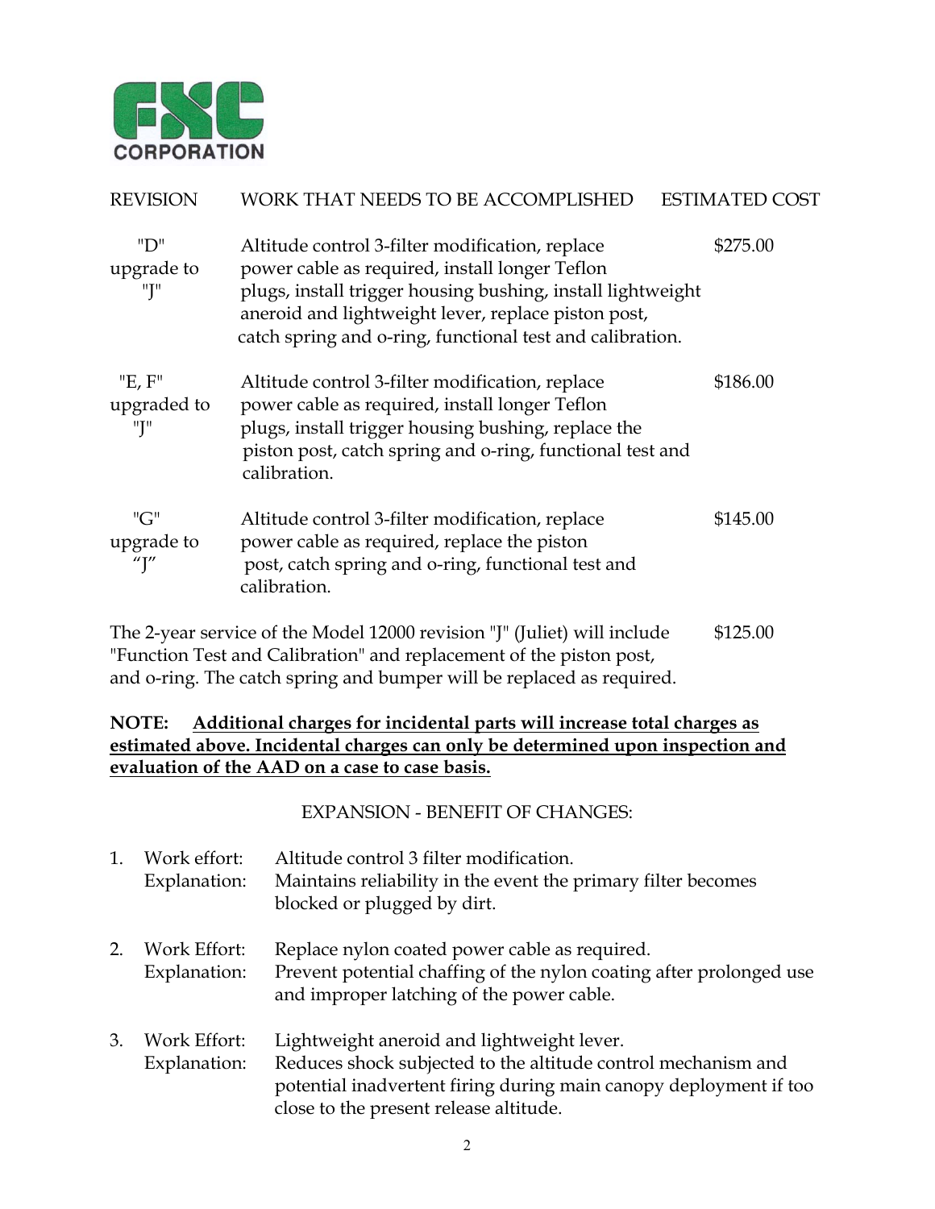FXC CORPORATION

| REVISION | WORK THAT NEEDS TO BE ACCOMPLISHED | ESTIMATED COST |
|---|---|---|
| "D" upgrade to "J" | Altitude control 3-filter modification, replace power cable as required, install longer Teflon plugs, install trigger housing bushing, install lightweight aneroid and lightweight lever, replace piston post, catch spring and o-ring, functional test and calibration. | $275.00 |
| "E, F" upgraded to "J" | Altitude control 3-filter modification, replace power cable as required, install longer Teflon plugs, install trigger housing bushing, replace the piston post, catch spring and o-ring, functional test and calibration. | $186.00 |
| "G" upgrade to "J" | Altitude control 3-filter modification, replace power cable as required, replace the piston post, catch spring and o-ring, functional test and calibration. | $145.00 |

The 2-year service of the Model 12000 revision "J" (Juliet) will include "Function Test and Calibration" and replacement of the piston post, and o-ring. The catch spring and bumper will be replaced as required. $125.00

**NOTE: <u>Additional charges for incidental parts will increase total charges as estimated above. Incidental charges can only be determined upon inspection and evaluation of the AAD on a case to case basis.</u>**

EXPANSION - BENEFIT OF CHANGES:

1. Work effort: Altitude control 3 filter modification.
   Explanation: Maintains reliability in the event the primary filter becomes blocked or plugged by dirt.

2. Work Effort: Replace nylon coated power cable as required.
   Explanation: Prevent potential chaffing of the nylon coating after prolonged use and improper latching of the power cable.

3. Work Effort: Lightweight aneroid and lightweight lever.
   Explanation: Reduces shock subjected to the altitude control mechanism and potential inadvertent firing during main canopy deployment if too close to the present release altitude.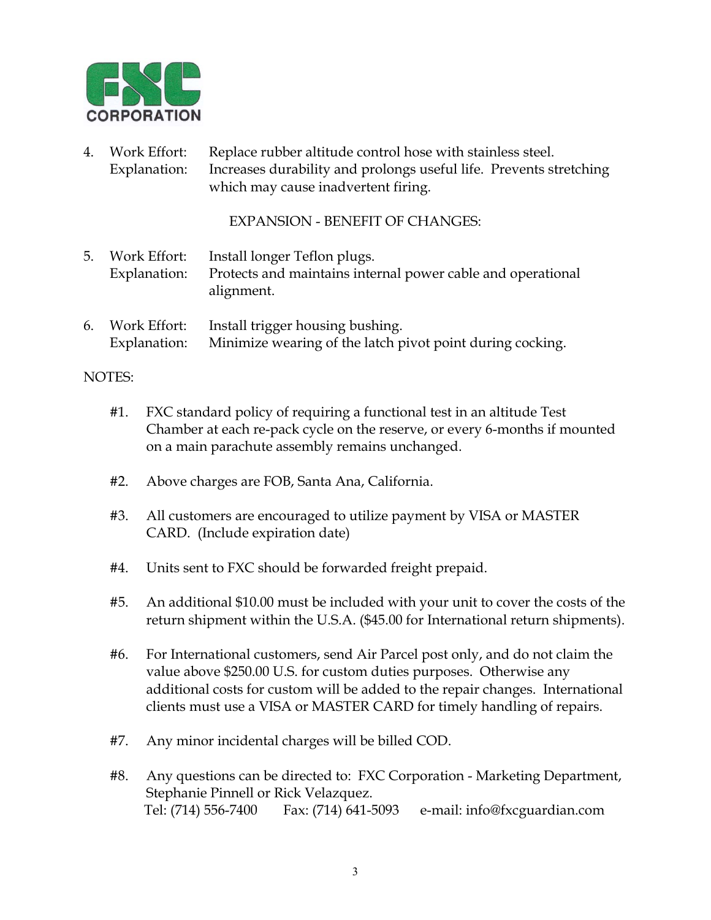FXC CORPORATION

4. Work Effort: Replace rubber altitude control hose with stainless steel.
   Explanation: Increases durability and prolongs useful life. Prevents stretching which may cause inadvertent firing.

EXPANSION - BENEFIT OF CHANGES:

5. Work Effort: Install longer Teflon plugs.
   Explanation: Protects and maintains internal power cable and operational alignment.

6. Work Effort: Install trigger housing bushing.
   Explanation: Minimize wearing of the latch pivot point during cocking.

NOTES:

#1. FXC standard policy of requiring a functional test in an altitude Test Chamber at each re-pack cycle on the reserve, or every 6-months if mounted on a main parachute assembly remains unchanged.

#2. Above charges are FOB, Santa Ana, California.

#3. All customers are encouraged to utilize payment by VISA or MASTER CARD. (Include expiration date)

#4. Units sent to FXC should be forwarded freight prepaid.

#5. An additional $10.00 must be included with your unit to cover the costs of the return shipment within the U.S.A. ($45.00 for International return shipments).

#6. For International customers, send Air Parcel post only, and do not claim the value above $250.00 U.S. for custom duties purposes. Otherwise any additional costs for custom will be added to the repair changes. International clients must use a VISA or MASTER CARD for timely handling of repairs.

#7. Any minor incidental charges will be billed COD.

#8. Any questions can be directed to: FXC Corporation - Marketing Department, Stephanie Pinnell or Rick Velazquez.
Tel: (714) 556-7400 Fax: (714) 641-5093 e-mail: info@fxcguardian.com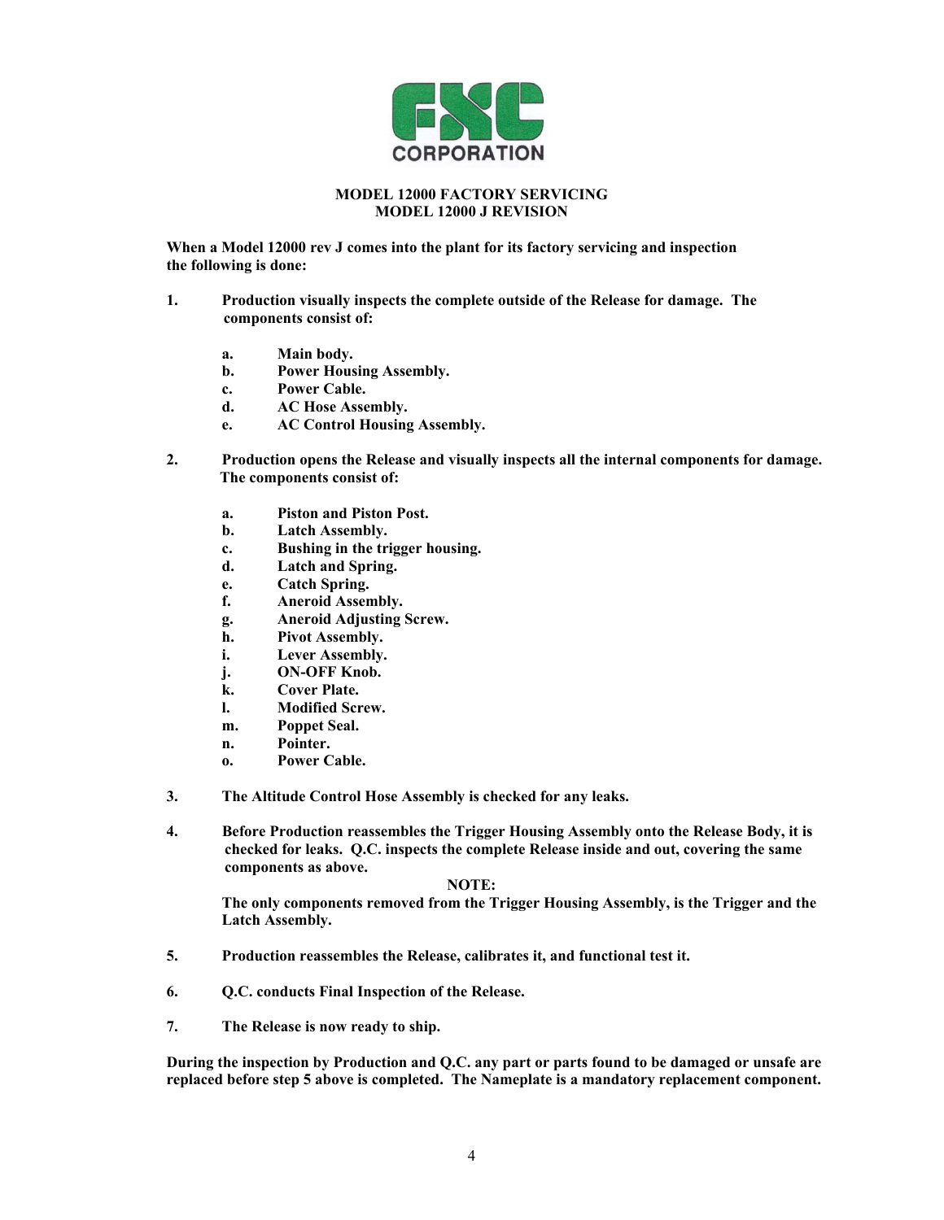FXC CORPORATION

**MODEL 12000 FACTORY SERVICING**
**MODEL 12000 J REVISION**

**When a Model 12000 rev J comes into the plant for its factory servicing and inspection the following is done:**

1. **Production visually inspects the complete outside of the Release for damage. The components consist of:**

    a. **Main body.**
    b. **Power Housing Assembly.**
    c. **Power Cable.**
    d. **AC Hose Assembly.**
    e. **AC Control Housing Assembly.**

2. **Production opens the Release and visually inspects all the internal components for damage. The components consist of:**

    a. **Piston and Piston Post.**
    b. **Latch Assembly.**
    c. **Bushing in the trigger housing.**
    d. **Latch and Spring.**
    e. **Catch Spring.**
    f. **Aneroid Assembly.**
    g. **Aneroid Adjusting Screw.**
    h. **Pivot Assembly.**
    i. **Lever Assembly.**
    j. **ON-OFF Knob.**
    k. **Cover Plate.**
    l. **Modified Screw.**
    m. **Poppet Seal.**
    n. **Pointer.**
    o. **Power Cable.**

3. **The Altitude Control Hose Assembly is checked for any leaks.**

4. **Before Production reassembles the Trigger Housing Assembly onto the Release Body, it is checked for leaks. Q.C. inspects the complete Release inside and out, covering the same components as above.**

    **NOTE:**

    **The only components removed from the Trigger Housing Assembly, is the Trigger and the Latch Assembly.**

5. **Production reassembles the Release, calibrates it, and functional test it.**

6. **Q.C. conducts Final Inspection of the Release.**

7. **The Release is now ready to ship.**

**During the inspection by Production and Q.C. any part or parts found to be damaged or unsafe are replaced before step 5 above is completed. The Nameplate is a mandatory replacement component.**